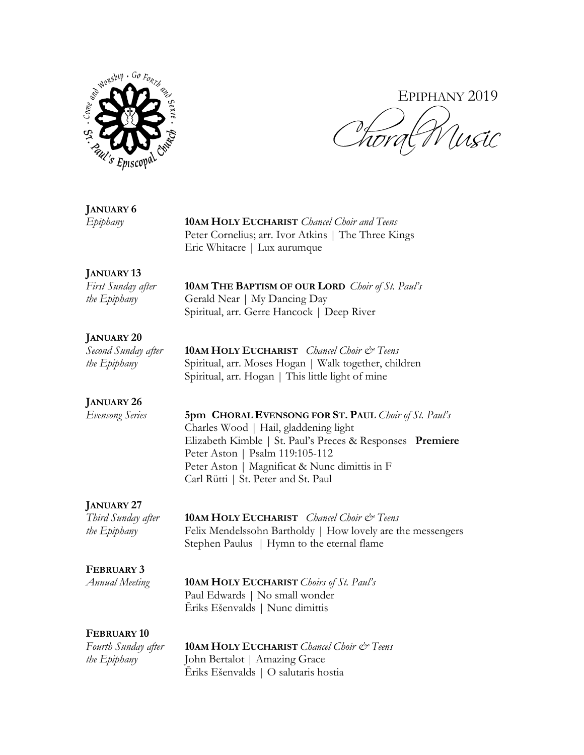St. Paul's Episcopal Church · Come and Worship · Go Forth and Serve

# EPIPHANY 2019
# Choral Music

**JANUARY 6**
*Epiphany*

**10AM HOLY EUCHARIST** *Chancel Choir and Teens*
Peter Cornelius; arr. Ivor Atkins | The Three Kings
Eric Whitacre | Lux aurumque

**JANUARY 13**
*First Sunday after the Epiphany*

**10AM THE BAPTISM OF OUR LORD** *Choir of St. Paul's*
Gerald Near | My Dancing Day
Spiritual, arr. Gerre Hancock | Deep River

**JANUARY 20**
*Second Sunday after the Epiphany*

**10AM HOLY EUCHARIST** *Chancel Choir & Teens*
Spiritual, arr. Moses Hogan | Walk together, children
Spiritual, arr. Hogan | This little light of mine

**JANUARY 26**
*Evensong Series*

**5pm CHORAL EVENSONG FOR ST. PAUL** *Choir of St. Paul's*
Charles Wood | Hail, gladdening light
Elizabeth Kimble | St. Paul's Preces & Responses **Premiere**
Peter Aston | Psalm 119:105-112
Peter Aston | Magnificat & Nunc dimittis in F
Carl Rütti | St. Peter and St. Paul

**JANUARY 27**
*Third Sunday after the Epiphany*

**10AM HOLY EUCHARIST** *Chancel Choir & Teens*
Felix Mendelssohn Bartholdy | How lovely are the messengers
Stephen Paulus | Hymn to the eternal flame

**FEBRUARY 3**
*Annual Meeting*

**10AM HOLY EUCHARIST** *Choirs of St. Paul's*
Paul Edwards | No small wonder
Ēriks Ešenvalds | Nunc dimittis

**FEBRUARY 10**
*Fourth Sunday after the Epiphany*

**10AM HOLY EUCHARIST** *Chancel Choir & Teens*
John Bertalot | Amazing Grace
Ēriks Ešenvalds | O salutaris hostia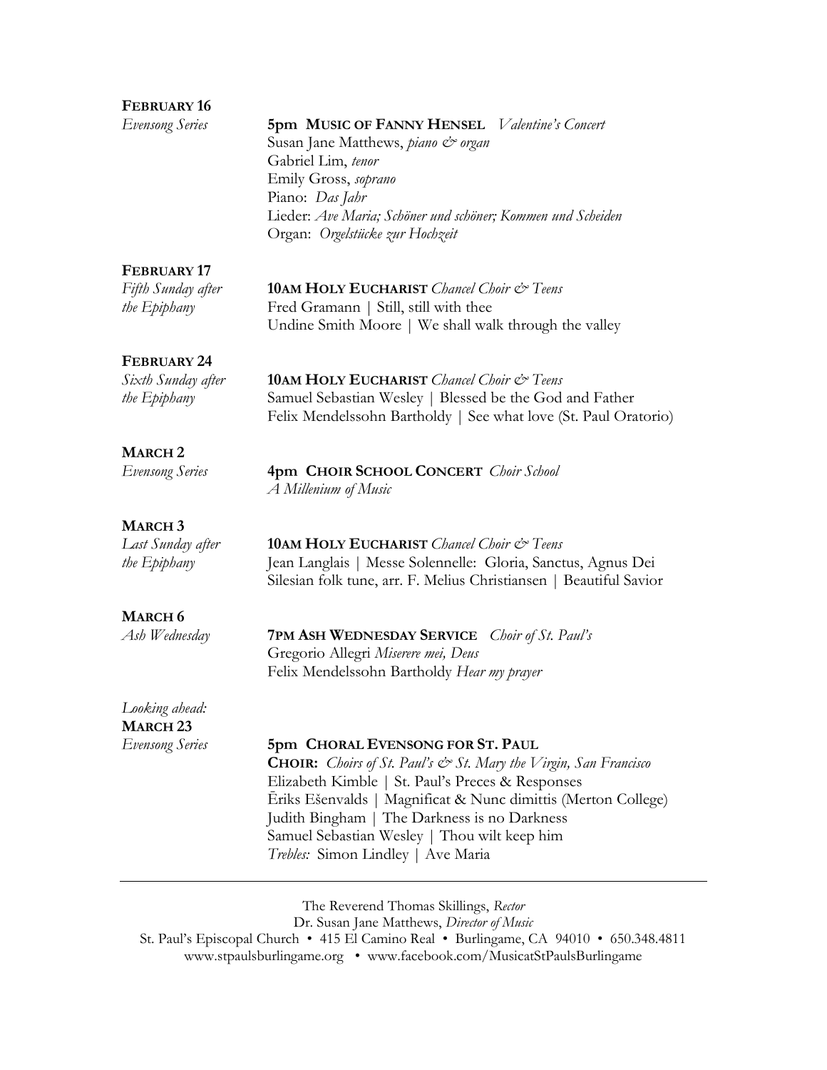**FEBRUARY 16**

*Evensong Series*

**5pm MUSIC OF FANNY HENSEL** *Valentine's Concert*
Susan Jane Matthews, *piano & organ*
Gabriel Lim, *tenor*
Emily Gross, *soprano*
Piano: *Das Jahr*
Lieder: *Ave Maria; Schöner und schöner; Kommen und Scheiden*
Organ: *Orgelstücke zur Hochzeit*

**FEBRUARY 17**

*Fifth Sunday after the Epiphany*

**10AM HOLY EUCHARIST** *Chancel Choir & Teens*
Fred Gramann | Still, still with thee
Undine Smith Moore | We shall walk through the valley

**FEBRUARY 24**

*Sixth Sunday after the Epiphany*

**10AM HOLY EUCHARIST** *Chancel Choir & Teens*
Samuel Sebastian Wesley | Blessed be the God and Father
Felix Mendelssohn Bartholdy | See what love (St. Paul Oratorio)

**MARCH 2**

*Evensong Series*

**4pm CHOIR SCHOOL CONCERT** *Choir School*
*A Millenium of Music*

**MARCH 3**

*Last Sunday after the Epiphany*

**10AM HOLY EUCHARIST** *Chancel Choir & Teens*
Jean Langlais | Messe Solennelle: Gloria, Sanctus, Agnus Dei
Silesian folk tune, arr. F. Melius Christiansen | Beautiful Savior

**MARCH 6**

*Ash Wednesday*

**7PM ASH WEDNESDAY SERVICE** *Choir of St. Paul's*
Gregorio Allegri *Miserere mei, Deus*
Felix Mendelssohn Bartholdy *Hear my prayer*

*Looking ahead:*
**MARCH 23**

*Evensong Series*

**5pm CHORAL EVENSONG FOR ST. PAUL**
**CHOIR:** *Choirs of St. Paul's & St. Mary the Virgin, San Francisco*
Elizabeth Kimble | St. Paul's Preces & Responses
Ēriks Ešenvalds | Magnificat & Nunc dimittis (Merton College)
Judith Bingham | The Darkness is no Darkness
Samuel Sebastian Wesley | Thou wilt keep him
*Trebles:* Simon Lindley | Ave Maria

---

The Reverend Thomas Skillings, *Rector*
Dr. Susan Jane Matthews, *Director of Music*
St. Paul's Episcopal Church • 415 El Camino Real • Burlingame, CA 94010 • 650.348.4811
www.stpaulsburlingame.org • www.facebook.com/MusicatStPaulsBurlingame